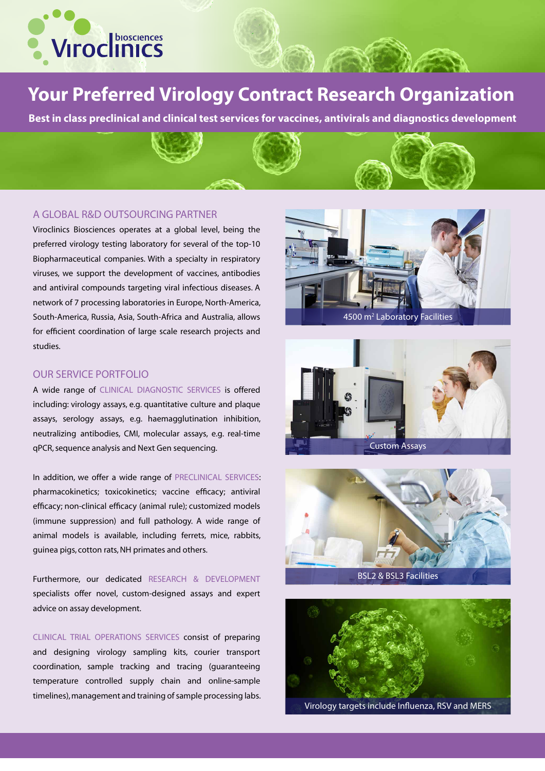Viroclinics biosciences

# Your Preferred Virology Contract Research Organization

**Best in class preclinical and clinical test services for vaccines, antivirals and diagnostics development**

## A GLOBAL R&D OUTSOURCING PARTNER

Viroclinics Biosciences operates at a global level, being the preferred virology testing laboratory for several of the top-10 Biopharmaceutical companies. With a specialty in respiratory viruses, we support the development of vaccines, antibodies and antiviral compounds targeting viral infectious diseases. A network of 7 processing laboratories in Europe, North-America, South-America, Russia, Asia, South-Africa and Australia, allows for efficient coordination of large scale research projects and studies.

## OUR SERVICE PORTFOLIO

A wide range of CLINICAL DIAGNOSTIC SERVICES is offered including: virology assays, e.g. quantitative culture and plaque assays, serology assays, e.g. haemagglutination inhibition, neutralizing antibodies, CMI, molecular assays, e.g. real-time qPCR, sequence analysis and Next Gen sequencing.

In addition, we offer a wide range of PRECLINICAL SERVICES: pharmacokinetics; toxicokinetics; vaccine efficacy; antiviral efficacy; non-clinical efficacy (animal rule); customized models (immune suppression) and full pathology. A wide range of animal models is available, including ferrets, mice, rabbits, guinea pigs, cotton rats, NH primates and others.

Furthermore, our dedicated RESEARCH & DEVELOPMENT specialists offer novel, custom-designed assays and expert advice on assay development.

CLINICAL TRIAL OPERATIONS SERVICES consist of preparing and designing virology sampling kits, courier transport coordination, sample tracking and tracing (guaranteeing temperature controlled supply chain and online-sample timelines), management and training of sample processing labs.

4500 m$^2$ Laboratory Facilities

Custom Assays

BSL2 & BSL3 Facilities

Virology targets include Influenza, RSV and MERS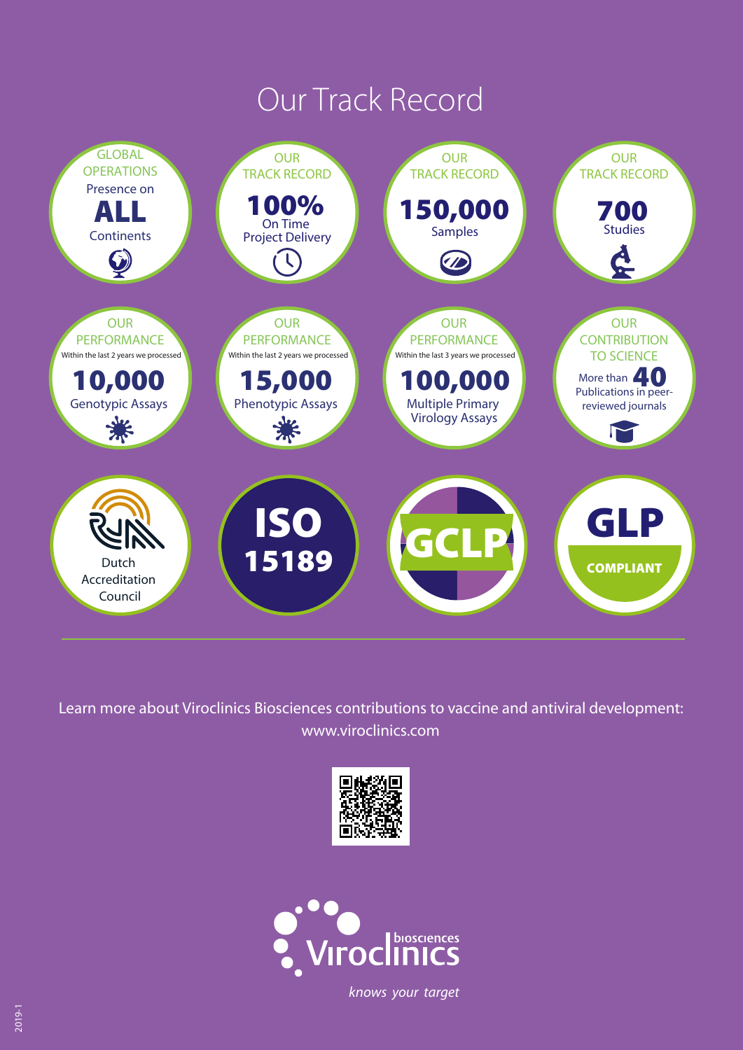# Our Track Record

GLOBAL OPERATIONS
Presence on
**ALL**
Continents

OUR TRACK RECORD
**100%**
On Time
Project Delivery

OUR TRACK RECORD
**150,000**
Samples

OUR TRACK RECORD
**700**
Studies

OUR PERFORMANCE
Within the last 2 years we processed
**10,000**
Genotypic Assays

OUR PERFORMANCE
Within the last 2 years we processed
**15,000**
Phenotypic Assays

OUR PERFORMANCE
Within the last 3 years we processed
**100,000**
Multiple Primary Virology Assays

OUR CONTRIBUTION TO SCIENCE
More than **40**
Publications in peer-reviewed journals

Dutch Accreditation Council

**ISO 15189**

**GCLP**

**GLP**
**COMPLIANT**

---

Learn more about Viroclinics Biosciences contributions to vaccine and antiviral development:
www.viroclinics.com

Viroclinics biosciences

*knows your target*

2019-1